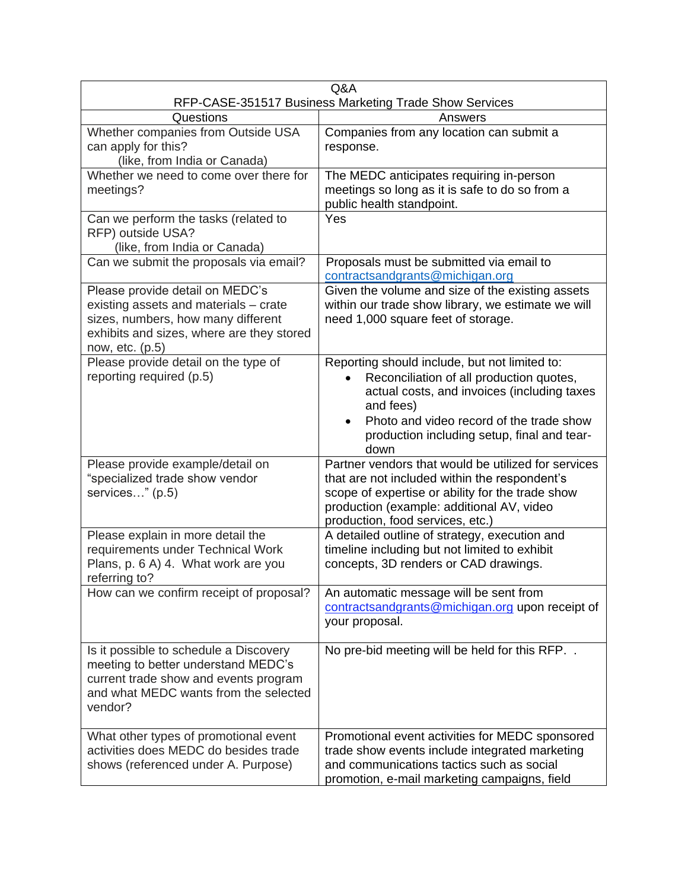| Q&A<br>RFP-CASE-351517 Business Marketing Trade Show Services | |
|---|---|
| Questions | Answers |
| Whether companies from Outside USA can apply for this? (like, from India or Canada) | Companies from any location can submit a response. |
| Whether we need to come over there for meetings? | The MEDC anticipates requiring in-person meetings so long as it is safe to do so from a public health standpoint. |
| Can we perform the tasks (related to RFP) outside USA? (like, from India or Canada) | Yes |
| Can we submit the proposals via email? | Proposals must be submitted via email to contractsandgrants@michigan.org |
| Please provide detail on MEDC's existing assets and materials – crate sizes, numbers, how many different exhibits and sizes, where are they stored now, etc. (p.5) | Given the volume and size of the existing assets within our trade show library, we estimate we will need 1,000 square feet of storage. |
| Please provide detail on the type of reporting required (p.5) | Reporting should include, but not limited to:<br>• Reconciliation of all production quotes, actual costs, and invoices (including taxes and fees)<br>• Photo and video record of the trade show production including setup, final and tear-down |
| Please provide example/detail on "specialized trade show vendor services…" (p.5) | Partner vendors that would be utilized for services that are not included within the respondent's scope of expertise or ability for the trade show production (example: additional AV, video production, food services, etc.) |
| Please explain in more detail the requirements under Technical Work Plans, p. 6 A) 4. What work are you referring to? | A detailed outline of strategy, execution and timeline including but not limited to exhibit concepts, 3D renders or CAD drawings. |
| How can we confirm receipt of proposal? | An automatic message will be sent from contractsandgrants@michigan.org upon receipt of your proposal. |
| Is it possible to schedule a Discovery meeting to better understand MEDC's current trade show and events program and what MEDC wants from the selected vendor? | No pre-bid meeting will be held for this RFP. . |
| What other types of promotional event activities does MEDC do besides trade shows (referenced under A. Purpose) | Promotional event activities for MEDC sponsored trade show events include integrated marketing and communications tactics such as social promotion, e-mail marketing campaigns, field |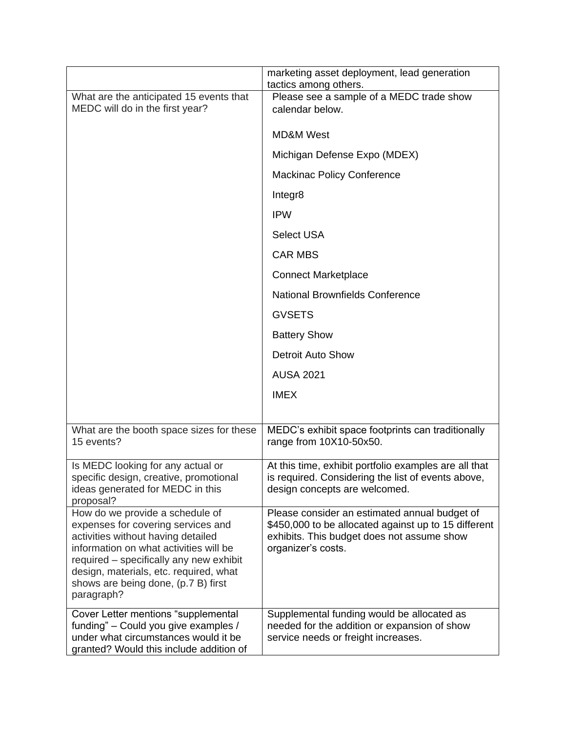| | |
|---|---|
| | marketing asset deployment, lead generation tactics among others. |
| What are the anticipated 15 events that MEDC will do in the first year? | Please see a sample of a MEDC trade show calendar below.<br><br>MD&M West<br><br>Michigan Defense Expo (MDEX)<br><br>Mackinac Policy Conference<br><br>Integr8<br><br>IPW<br><br>Select USA<br><br>CAR MBS<br><br>Connect Marketplace<br><br>National Brownfields Conference<br><br>GVSETS<br><br>Battery Show<br><br>Detroit Auto Show<br><br>AUSA 2021<br><br>IMEX |
| What are the booth space sizes for these 15 events? | MEDC's exhibit space footprints can traditionally range from 10X10-50x50. |
| Is MEDC looking for any actual or specific design, creative, promotional ideas generated for MEDC in this proposal? | At this time, exhibit portfolio examples are all that is required. Considering the list of events above, design concepts are welcomed. |
| How do we provide a schedule of expenses for covering services and activities without having detailed information on what activities will be required – specifically any new exhibit design, materials, etc. required, what shows are being done, (p.7 B) first paragraph? | Please consider an estimated annual budget of $450,000 to be allocated against up to 15 different exhibits. This budget does not assume show organizer's costs. |
| Cover Letter mentions "supplemental funding" – Could you give examples / under what circumstances would it be granted? Would this include addition of | Supplemental funding would be allocated as needed for the addition or expansion of show service needs or freight increases. |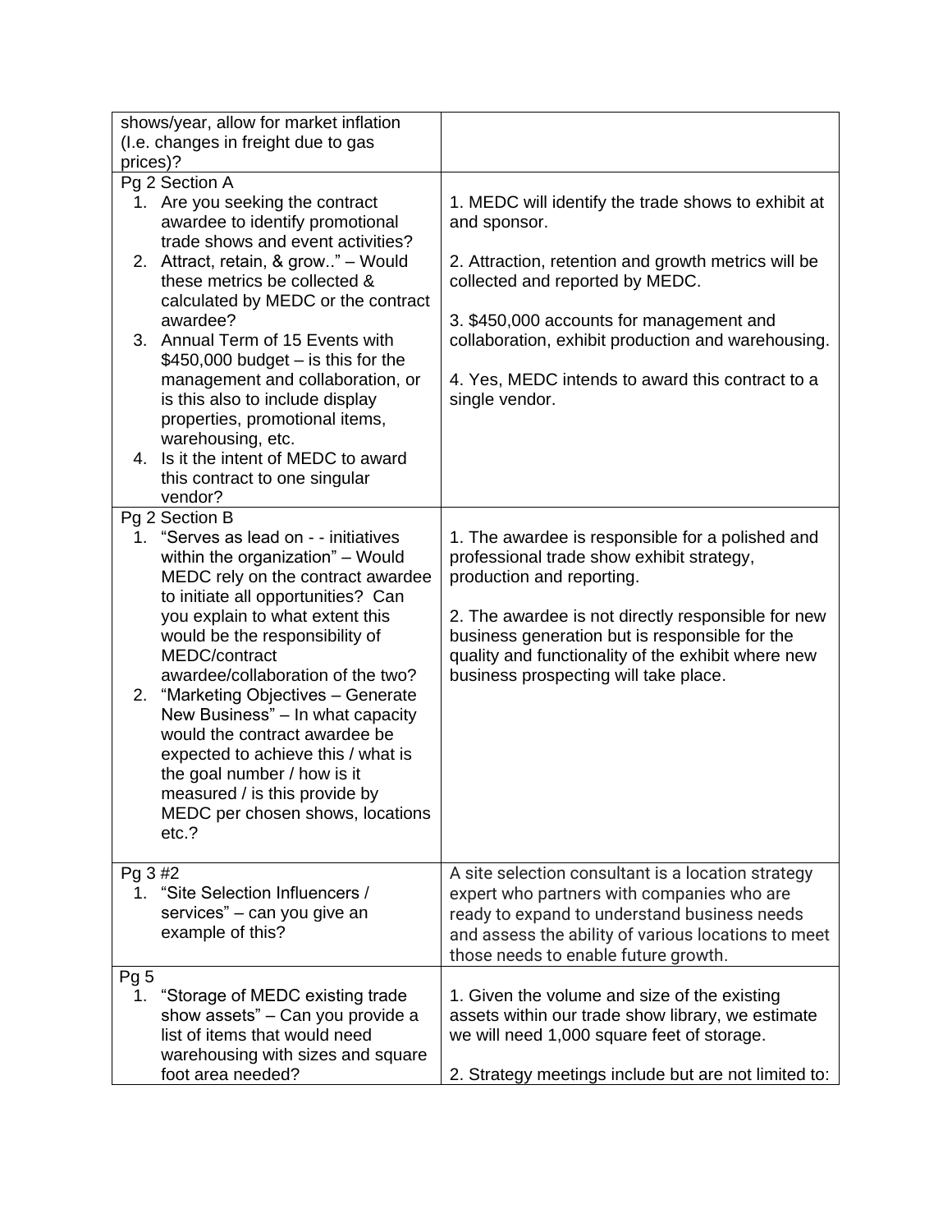| | |
|---|---|
| shows/year, allow for market inflation (I.e. changes in freight due to gas prices)? | |
| Pg 2 Section A<br>1. Are you seeking the contract awardee to identify promotional trade shows and event activities?<br>2. Attract, retain, & grow.." – Would these metrics be collected & calculated by MEDC or the contract awardee?<br>3. Annual Term of 15 Events with $450,000 budget – is this for the management and collaboration, or is this also to include display properties, promotional items, warehousing, etc.<br>4. Is it the intent of MEDC to award this contract to one singular vendor? | 1. MEDC will identify the trade shows to exhibit at and sponsor.<br><br>2. Attraction, retention and growth metrics will be collected and reported by MEDC.<br><br>3. $450,000 accounts for management and collaboration, exhibit production and warehousing.<br><br>4. Yes, MEDC intends to award this contract to a single vendor. |
| Pg 2 Section B<br>1. "Serves as lead on - - initiatives within the organization" – Would MEDC rely on the contract awardee to initiate all opportunities? Can you explain to what extent this would be the responsibility of MEDC/contract awardee/collaboration of the two?<br>2. "Marketing Objectives – Generate New Business" – In what capacity would the contract awardee be expected to achieve this / what is the goal number / how is it measured / is this provide by MEDC per chosen shows, locations etc.? | 1. The awardee is responsible for a polished and professional trade show exhibit strategy, production and reporting.<br><br>2. The awardee is not directly responsible for new business generation but is responsible for the quality and functionality of the exhibit where new business prospecting will take place. |
| Pg 3 #2<br>1. "Site Selection Influencers / services" – can you give an example of this? | A site selection consultant is a location strategy expert who partners with companies who are ready to expand to understand business needs and assess the ability of various locations to meet those needs to enable future growth. |
| Pg 5<br>1. "Storage of MEDC existing trade show assets" – Can you provide a list of items that would need warehousing with sizes and square foot area needed? | 1. Given the volume and size of the existing assets within our trade show library, we estimate we will need 1,000 square feet of storage.<br><br>2. Strategy meetings include but are not limited to: |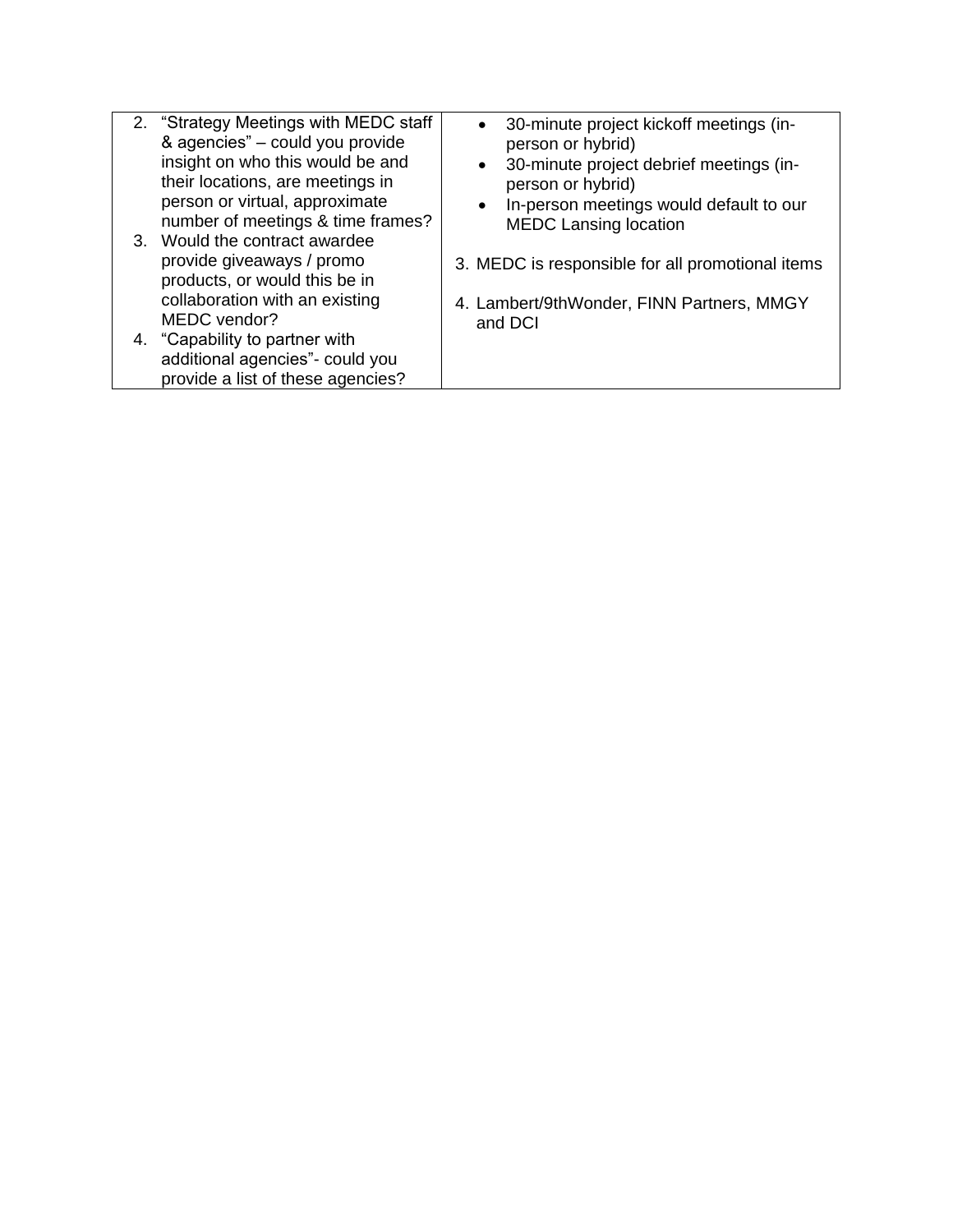| | |
|---|---|
| 2. "Strategy Meetings with MEDC staff & agencies" – could you provide insight on who this would be and their locations, are meetings in person or virtual, approximate number of meetings & time frames?<br>3. Would the contract awardee provide giveaways / promo products, or would this be in collaboration with an existing MEDC vendor?<br>4. "Capability to partner with additional agencies"- could you provide a list of these agencies? | • 30-minute project kickoff meetings (in-person or hybrid)<br>• 30-minute project debrief meetings (in-person or hybrid)<br>• In-person meetings would default to our MEDC Lansing location<br><br>3. MEDC is responsible for all promotional items<br><br>4. Lambert/9thWonder, FINN Partners, MMGY and DCI |